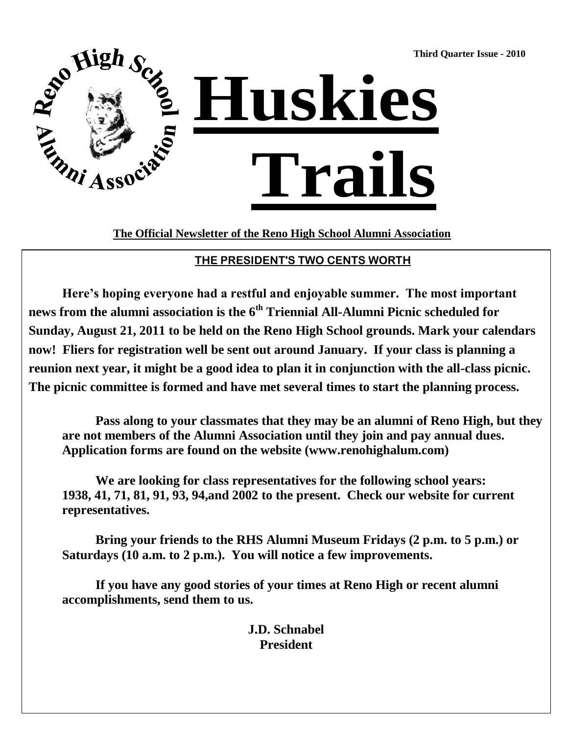Third Quarter Issue - 2010

# Huskies Trails

**The Official Newsletter of the Reno High School Alumni Association**

## THE PRESIDENT'S TWO CENTS WORTH

**Here's hoping everyone had a restful and enjoyable summer. The most important news from the alumni association is the 6th Triennial All-Alumni Picnic scheduled for Sunday, August 21, 2011 to be held on the Reno High School grounds. Mark your calendars now! Fliers for registration well be sent out around January. If your class is planning a reunion next year, it might be a good idea to plan it in conjunction with the all-class picnic. The picnic committee is formed and have met several times to start the planning process.**

**Pass along to your classmates that they may be an alumni of Reno High, but they are not members of the Alumni Association until they join and pay annual dues. Application forms are found on the website (www.renohighalum.com)**

**We are looking for class representatives for the following school years: 1938, 41, 71, 81, 91, 93, 94,and 2002 to the present. Check our website for current representatives.**

**Bring your friends to the RHS Alumni Museum Fridays (2 p.m. to 5 p.m.) or Saturdays (10 a.m. to 2 p.m.). You will notice a few improvements.**

**If you have any good stories of your times at Reno High or recent alumni accomplishments, send them to us.**

**J.D. Schnabel**
**President**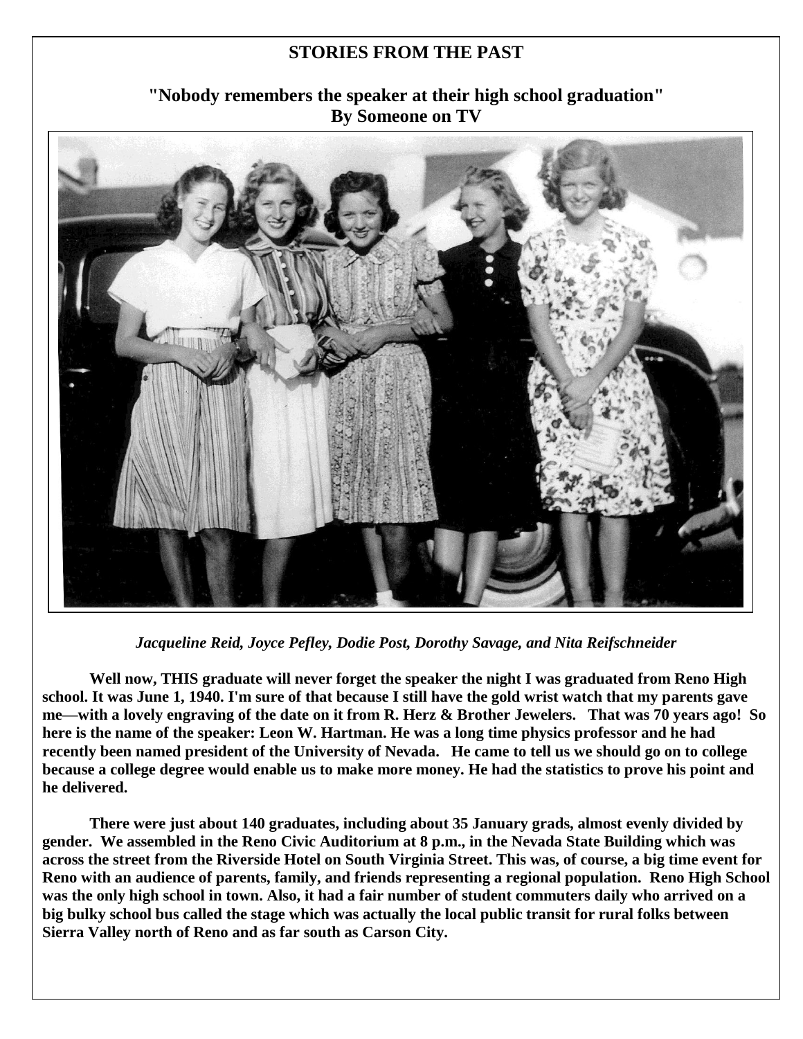## STORIES FROM THE PAST

### "Nobody remembers the speaker at their high school graduation"
### By Someone on TV

*Jacqueline Reid, Joyce Pefley, Dodie Post, Dorothy Savage, and Nita Reifschneider*

**Well now, THIS graduate will never forget the speaker the night I was graduated from Reno High school. It was June 1, 1940. I'm sure of that because I still have the gold wrist watch that my parents gave me—with a lovely engraving of the date on it from R. Herz & Brother Jewelers. That was 70 years ago! So here is the name of the speaker: Leon W. Hartman. He was a long time physics professor and he had recently been named president of the University of Nevada. He came to tell us we should go on to college because a college degree would enable us to make more money. He had the statistics to prove his point and he delivered.**

**There were just about 140 graduates, including about 35 January grads, almost evenly divided by gender. We assembled in the Reno Civic Auditorium at 8 p.m., in the Nevada State Building which was across the street from the Riverside Hotel on South Virginia Street. This was, of course, a big time event for Reno with an audience of parents, family, and friends representing a regional population. Reno High School was the only high school in town. Also, it had a fair number of student commuters daily who arrived on a big bulky school bus called the stage which was actually the local public transit for rural folks between Sierra Valley north of Reno and as far south as Carson City.**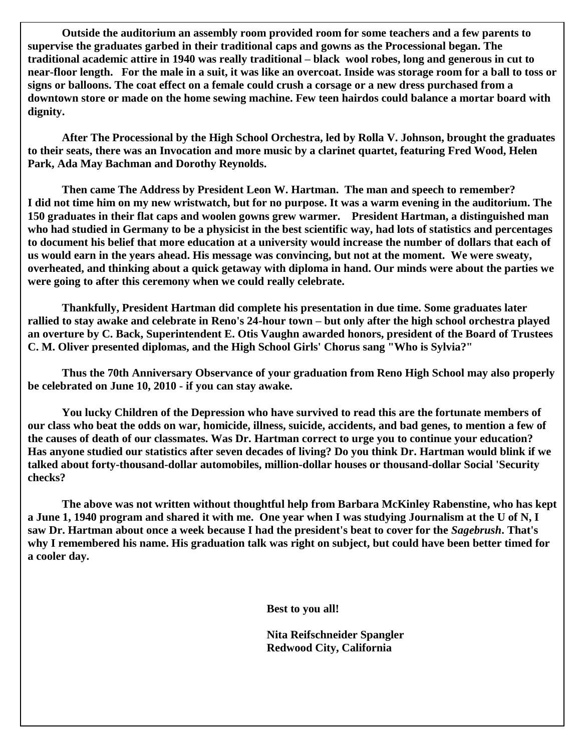**Outside the auditorium an assembly room provided room for some teachers and a few parents to supervise the graduates garbed in their traditional caps and gowns as the Processional began. The traditional academic attire in 1940 was really traditional – black wool robes, long and generous in cut to near-floor length. For the male in a suit, it was like an overcoat. Inside was storage room for a ball to toss or signs or balloons. The coat effect on a female could crush a corsage or a new dress purchased from a downtown store or made on the home sewing machine. Few teen hairdos could balance a mortar board with dignity.**

**After The Processional by the High School Orchestra, led by Rolla V. Johnson, brought the graduates to their seats, there was an Invocation and more music by a clarinet quartet, featuring Fred Wood, Helen Park, Ada May Bachman and Dorothy Reynolds.**

**Then came The Address by President Leon W. Hartman. The man and speech to remember? I did not time him on my new wristwatch, but for no purpose. It was a warm evening in the auditorium. The 150 graduates in their flat caps and woolen gowns grew warmer. President Hartman, a distinguished man who had studied in Germany to be a physicist in the best scientific way, had lots of statistics and percentages to document his belief that more education at a university would increase the number of dollars that each of us would earn in the years ahead. His message was convincing, but not at the moment. We were sweaty, overheated, and thinking about a quick getaway with diploma in hand. Our minds were about the parties we were going to after this ceremony when we could really celebrate.**

**Thankfully, President Hartman did complete his presentation in due time. Some graduates later rallied to stay awake and celebrate in Reno's 24-hour town – but only after the high school orchestra played an overture by C. Back, Superintendent E. Otis Vaughn awarded honors, president of the Board of Trustees C. M. Oliver presented diplomas, and the High School Girls' Chorus sang "Who is Sylvia?"**

**Thus the 70th Anniversary Observance of your graduation from Reno High School may also properly be celebrated on June 10, 2010 - if you can stay awake.**

**You lucky Children of the Depression who have survived to read this are the fortunate members of our class who beat the odds on war, homicide, illness, suicide, accidents, and bad genes, to mention a few of the causes of death of our classmates. Was Dr. Hartman correct to urge you to continue your education? Has anyone studied our statistics after seven decades of living? Do you think Dr. Hartman would blink if we talked about forty-thousand-dollar automobiles, million-dollar houses or thousand-dollar Social 'Security checks?**

**The above was not written without thoughtful help from Barbara McKinley Rabenstine, who has kept a June 1, 1940 program and shared it with me. One year when I was studying Journalism at the U of N, I saw Dr. Hartman about once a week because I had the president's beat to cover for the *Sagebrush*. That's why I remembered his name. His graduation talk was right on subject, but could have been better timed for a cooler day.**

**Best to you all!**

**Nita Reifschneider Spangler**
**Redwood City, California**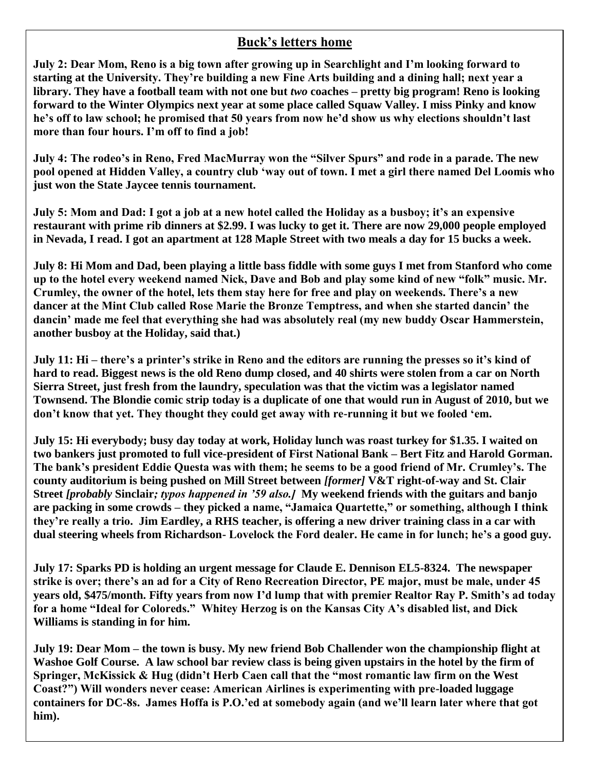## Buck's letters home

**July 2: Dear Mom, Reno is a big town after growing up in Searchlight and I'm looking forward to starting at the University. They're building a new Fine Arts building and a dining hall; next year a library. They have a football team with not one but *two* coaches – pretty big program! Reno is looking forward to the Winter Olympics next year at some place called Squaw Valley. I miss Pinky and know he's off to law school; he promised that 50 years from now he'd show us why elections shouldn't last more than four hours. I'm off to find a job!**

**July 4: The rodeo's in Reno, Fred MacMurray won the "Silver Spurs" and rode in a parade. The new pool opened at Hidden Valley, a country club 'way out of town. I met a girl there named Del Loomis who just won the State Jaycee tennis tournament.**

**July 5: Mom and Dad: I got a job at a new hotel called the Holiday as a busboy; it's an expensive restaurant with prime rib dinners at $2.99. I was lucky to get it. There are now 29,000 people employed in Nevada, I read. I got an apartment at 128 Maple Street with two meals a day for 15 bucks a week.**

**July 8: Hi Mom and Dad, been playing a little bass fiddle with some guys I met from Stanford who come up to the hotel every weekend named Nick, Dave and Bob and play some kind of new "folk" music. Mr. Crumley, the owner of the hotel, lets them stay here for free and play on weekends. There's a new dancer at the Mint Club called Rose Marie the Bronze Temptress, and when she started dancin' the dancin' made me feel that everything she had was absolutely real (my new buddy Oscar Hammerstein, another busboy at the Holiday, said that.)**

**July 11: Hi – there's a printer's strike in Reno and the editors are running the presses so it's kind of hard to read. Biggest news is the old Reno dump closed, and 40 shirts were stolen from a car on North Sierra Street, just fresh from the laundry, speculation was that the victim was a legislator named Townsend. The Blondie comic strip today is a duplicate of one that would run in August of 2010, but we don't know that yet. They thought they could get away with re-running it but we fooled 'em.**

**July 15: Hi everybody; busy day today at work, Holiday lunch was roast turkey for $1.35. I waited on two bankers just promoted to full vice-president of First National Bank – Bert Fitz and Harold Gorman. The bank's president Eddie Questa was with them; he seems to be a good friend of Mr. Crumley's. The county auditorium is being pushed on Mill Street between *[former]* V&T right-of-way and St. Clair Street *[probably* Sinclair*; typos happened in '59 also.]* My weekend friends with the guitars and banjo are packing in some crowds – they picked a name, "Jamaica Quartette," or something, although I think they're really a trio. Jim Eardley, a RHS teacher, is offering a new driver training class in a car with dual steering wheels from Richardson- Lovelock the Ford dealer. He came in for lunch; he's a good guy.**

**July 17: Sparks PD is holding an urgent message for Claude E. Dennison EL5-8324. The newspaper strike is over; there's an ad for a City of Reno Recreation Director, PE major, must be male, under 45 years old, $475/month. Fifty years from now I'd lump that with premier Realtor Ray P. Smith's ad today for a home "Ideal for Coloreds." Whitey Herzog is on the Kansas City A's disabled list, and Dick Williams is standing in for him.**

**July 19: Dear Mom – the town is busy. My new friend Bob Challender won the championship flight at Washoe Golf Course. A law school bar review class is being given upstairs in the hotel by the firm of Springer, McKissick & Hug (didn't Herb Caen call that the "most romantic law firm on the West Coast?") Will wonders never cease: American Airlines is experimenting with pre-loaded luggage containers for DC-8s. James Hoffa is P.O.'ed at somebody again (and we'll learn later where that got him).**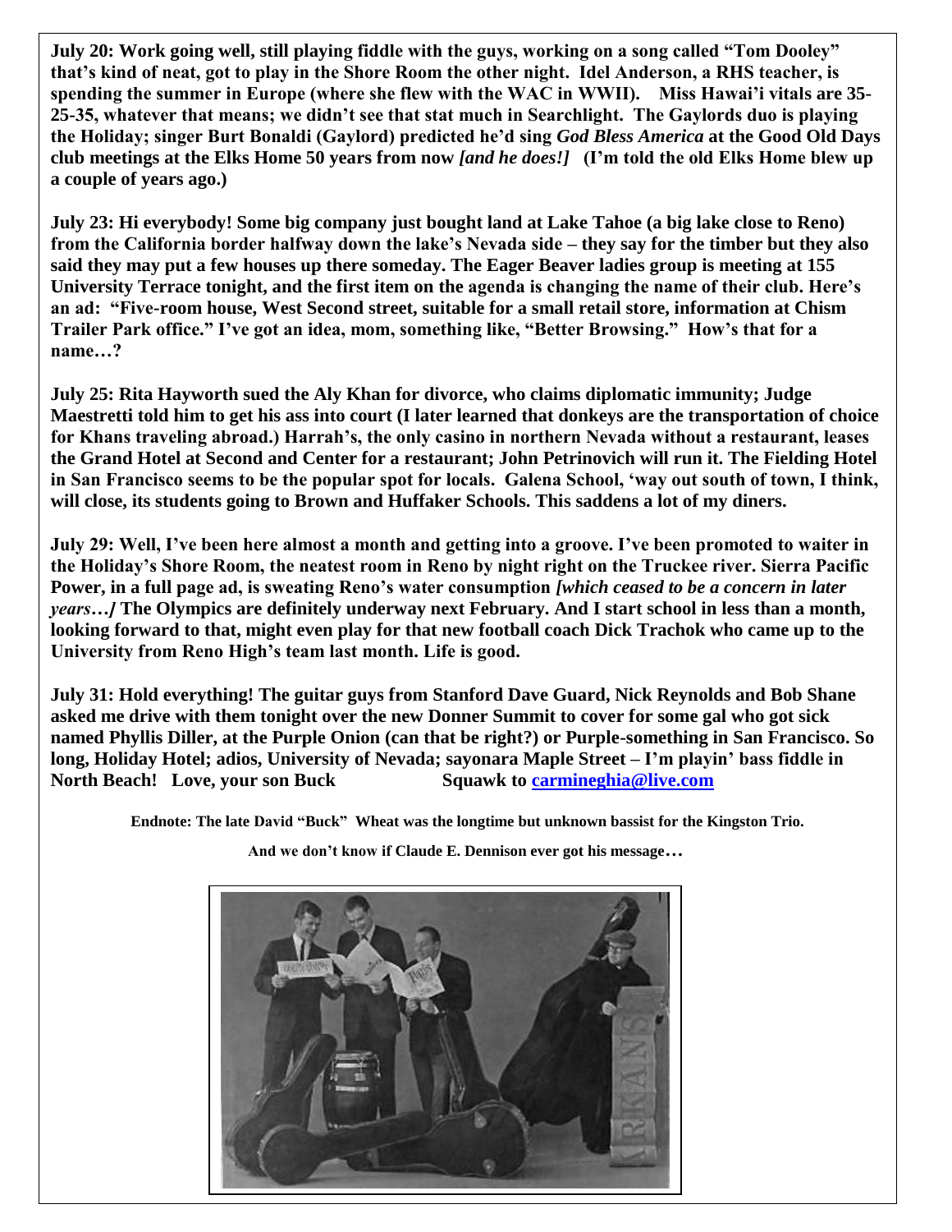**July 20: Work going well, still playing fiddle with the guys, working on a song called "Tom Dooley" that's kind of neat, got to play in the Shore Room the other night. Idel Anderson, a RHS teacher, is spending the summer in Europe (where she flew with the WAC in WWII). Miss Hawai'i vitals are 35-25-35, whatever that means; we didn't see that stat much in Searchlight. The Gaylords duo is playing the Holiday; singer Burt Bonaldi (Gaylord) predicted he'd sing *God Bless America* at the Good Old Days club meetings at the Elks Home 50 years from now *[and he does!]* (I'm told the old Elks Home blew up a couple of years ago.)**

**July 23: Hi everybody! Some big company just bought land at Lake Tahoe (a big lake close to Reno) from the California border halfway down the lake's Nevada side – they say for the timber but they also said they may put a few houses up there someday. The Eager Beaver ladies group is meeting at 155 University Terrace tonight, and the first item on the agenda is changing the name of their club. Here's an ad: "Five-room house, West Second street, suitable for a small retail store, information at Chism Trailer Park office." I've got an idea, mom, something like, "Better Browsing." How's that for a name…?**

**July 25: Rita Hayworth sued the Aly Khan for divorce, who claims diplomatic immunity; Judge Maestretti told him to get his ass into court (I later learned that donkeys are the transportation of choice for Khans traveling abroad.) Harrah's, the only casino in northern Nevada without a restaurant, leases the Grand Hotel at Second and Center for a restaurant; John Petrinovich will run it. The Fielding Hotel in San Francisco seems to be the popular spot for locals. Galena School, 'way out south of town, I think, will close, its students going to Brown and Huffaker Schools. This saddens a lot of my diners.**

**July 29: Well, I've been here almost a month and getting into a groove. I've been promoted to waiter in the Holiday's Shore Room, the neatest room in Reno by night right on the Truckee river. Sierra Pacific Power, in a full page ad, is sweating Reno's water consumption *[which ceased to be a concern in later years…]* The Olympics are definitely underway next February. And I start school in less than a month, looking forward to that, might even play for that new football coach Dick Trachok who came up to the University from Reno High's team last month. Life is good.**

**July 31: Hold everything! The guitar guys from Stanford Dave Guard, Nick Reynolds and Bob Shane asked me drive with them tonight over the new Donner Summit to cover for some gal who got sick named Phyllis Diller, at the Purple Onion (can that be right?) or Purple-something in San Francisco. So long, Holiday Hotel; adios, University of Nevada; sayonara Maple Street – I'm playin' bass fiddle in North Beach! Love, your son Buck Squawk to [carmineghia@live.com](mailto:carmineghia@live.com)**

**Endnote: The late David "Buck" Wheat was the longtime but unknown bassist for the Kingston Trio.**

**And we don't know if Claude E. Dennison ever got his message…**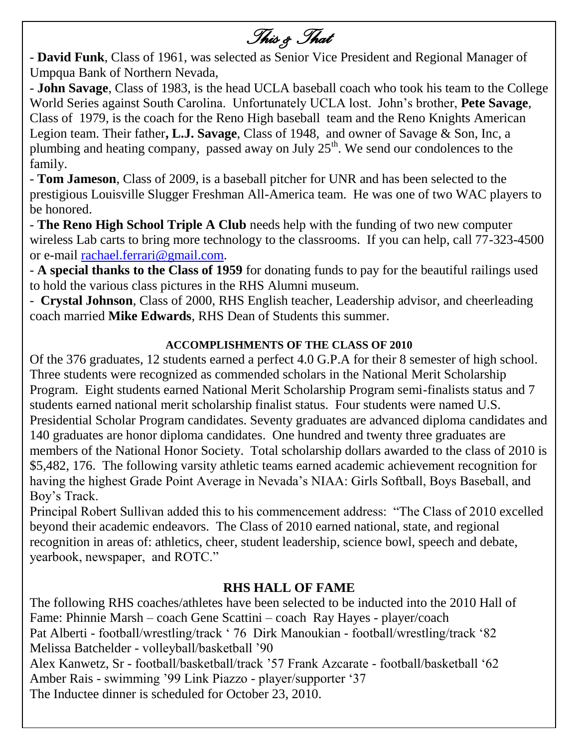# *This & That*

- **David Funk**, Class of 1961, was selected as Senior Vice President and Regional Manager of Umpqua Bank of Northern Nevada,
- **John Savage**, Class of 1983, is the head UCLA baseball coach who took his team to the College World Series against South Carolina. Unfortunately UCLA lost. John's brother, **Pete Savage**, Class of 1979, is the coach for the Reno High baseball team and the Reno Knights American Legion team. Their father**, L.J. Savage**, Class of 1948, and owner of Savage & Son, Inc, a plumbing and heating company, passed away on July 25th. We send our condolences to the family.
- **Tom Jameson**, Class of 2009, is a baseball pitcher for UNR and has been selected to the prestigious Louisville Slugger Freshman All-America team. He was one of two WAC players to be honored.
- **The Reno High School Triple A Club** needs help with the funding of two new computer wireless Lab carts to bring more technology to the classrooms. If you can help, call 77-323-4500 or e-mail rachael.ferrari@gmail.com.
- **A special thanks to the Class of 1959** for donating funds to pay for the beautiful railings used to hold the various class pictures in the RHS Alumni museum.
- **Crystal Johnson**, Class of 2000, RHS English teacher, Leadership advisor, and cheerleading coach married **Mike Edwards**, RHS Dean of Students this summer.

**ACCOMPLISHMENTS OF THE CLASS OF 2010**

Of the 376 graduates, 12 students earned a perfect 4.0 G.P.A for their 8 semester of high school. Three students were recognized as commended scholars in the National Merit Scholarship Program. Eight students earned National Merit Scholarship Program semi-finalists status and 7 students earned national merit scholarship finalist status. Four students were named U.S. Presidential Scholar Program candidates. Seventy graduates are advanced diploma candidates and 140 graduates are honor diploma candidates. One hundred and twenty three graduates are members of the National Honor Society. Total scholarship dollars awarded to the class of 2010 is $5,482, 176. The following varsity athletic teams earned academic achievement recognition for having the highest Grade Point Average in Nevada's NIAA: Girls Softball, Boys Baseball, and Boy's Track.

Principal Robert Sullivan added this to his commencement address: "The Class of 2010 excelled beyond their academic endeavors. The Class of 2010 earned national, state, and regional recognition in areas of: athletics, cheer, student leadership, science bowl, speech and debate, yearbook, newspaper, and ROTC."

**RHS HALL OF FAME**

The following RHS coaches/athletes have been selected to be inducted into the 2010 Hall of Fame: Phinnie Marsh – coach Gene Scattini – coach Ray Hayes - player/coach
Pat Alberti - football/wrestling/track ' 76 Dirk Manoukian - football/wrestling/track '82
Melissa Batchelder - volleyball/basketball '90
Alex Kanwetz, Sr - football/basketball/track '57 Frank Azcarate - football/basketball '62
Amber Rais - swimming '99 Link Piazzo - player/supporter '37
The Inductee dinner is scheduled for October 23, 2010.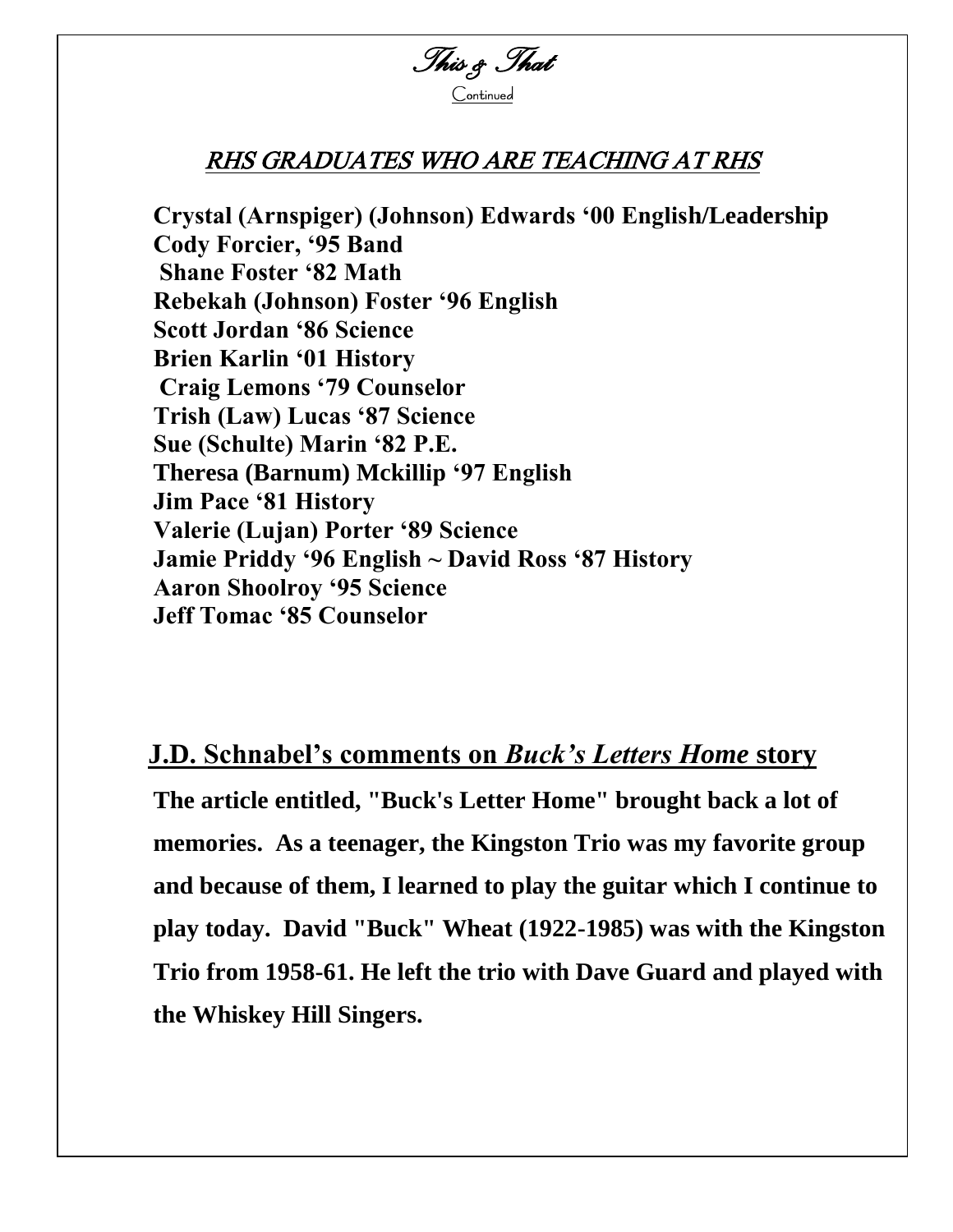# *This & That*

Continued

## *RHS GRADUATES WHO ARE TEACHING AT RHS*

**Crystal (Arnspiger) (Johnson) Edwards '00 English/Leadership**
**Cody Forcier, '95 Band**
**Shane Foster '82 Math**
**Rebekah (Johnson) Foster '96 English**
**Scott Jordan '86 Science**
**Brien Karlin '01 History**
**Craig Lemons '79 Counselor**
**Trish (Law) Lucas '87 Science**
**Sue (Schulte) Marin '82 P.E.**
**Theresa (Barnum) Mckillip '97 English**
**Jim Pace '81 History**
**Valerie (Lujan) Porter '89 Science**
**Jamie Priddy '96 English ~ David Ross '87 History**
**Aaron Shoolroy '95 Science**
**Jeff Tomac '85 Counselor**

## J.D. Schnabel's comments on *Buck's Letters Home* story

**The article entitled, "Buck's Letter Home" brought back a lot of memories. As a teenager, the Kingston Trio was my favorite group and because of them, I learned to play the guitar which I continue to play today. David "Buck" Wheat (1922-1985) was with the Kingston Trio from 1958-61. He left the trio with Dave Guard and played with the Whiskey Hill Singers.**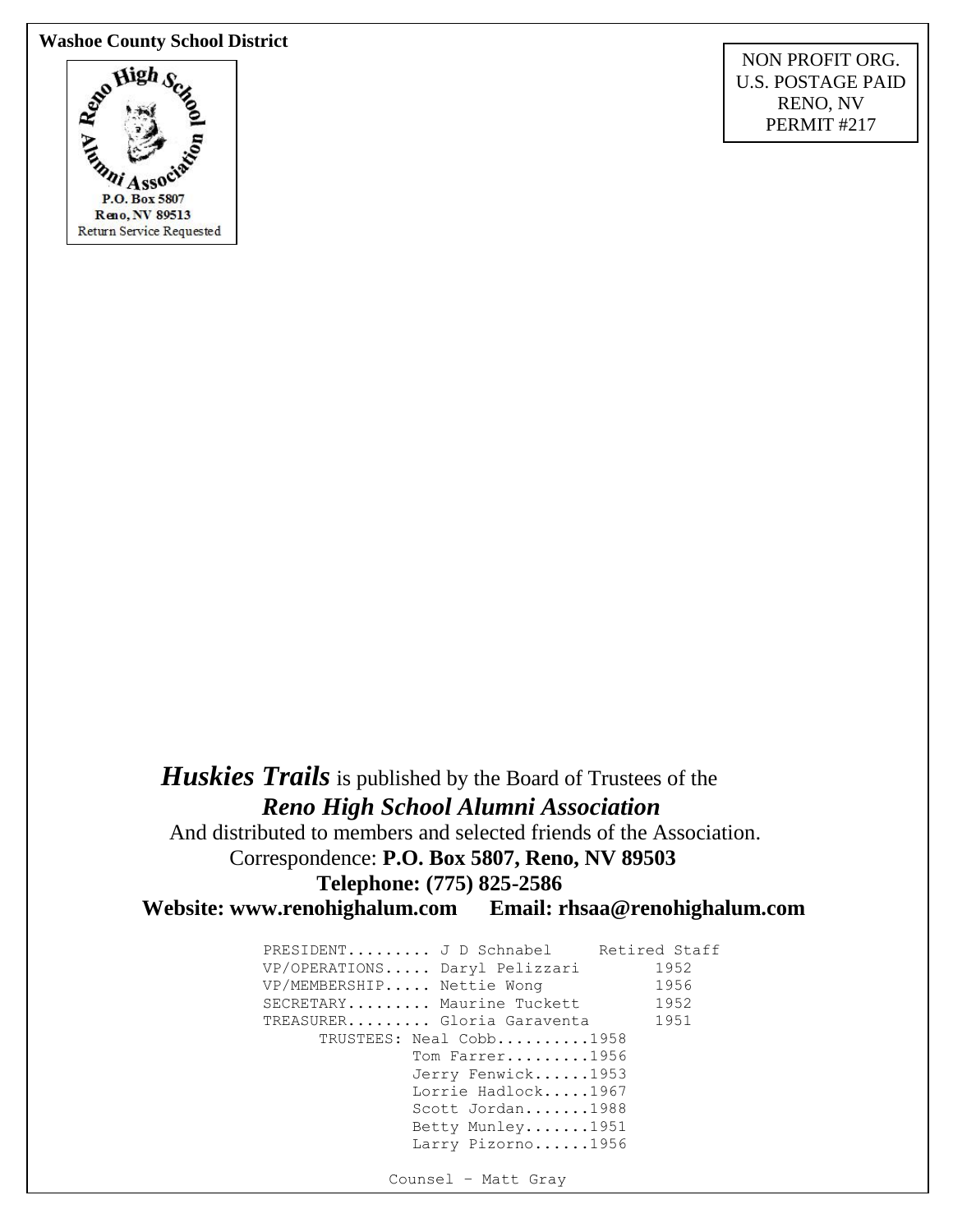**Washoe County School District**

Reno High School Alumni Association
P.O. Box 5807
Reno, NV 89513
Return Service Requested

NON PROFIT ORG.
U.S. POSTAGE PAID
RENO, NV
PERMIT #217

***Huskies Trails*** is published by the Board of Trustees of the
***Reno High School Alumni Association***
And distributed to members and selected friends of the Association.
Correspondence: **P.O. Box 5807, Reno, NV 89503**
**Telephone: (775) 825-2586**
**Website: www.renohighalum.com Email: rhsaa@renohighalum.com**

```
PRESIDENT......... J D Schnabel     Retired Staff
VP/OPERATIONS..... Daryl Pelizzari        1952
VP/MEMBERSHIP..... Nettie Wong            1956
SECRETARY......... Maurine Tuckett        1952
TREASURER......... Gloria Garaventa       1951
      TRUSTEES: Neal Cobb..........1958
                Tom Farrer.........1956
                Jerry Fenwick......1953
                Lorrie Hadlock.....1967
                Scott Jordan.......1988
                Betty Munley.......1951
                Larry Pizorno......1956

                Counsel – Matt Gray
```